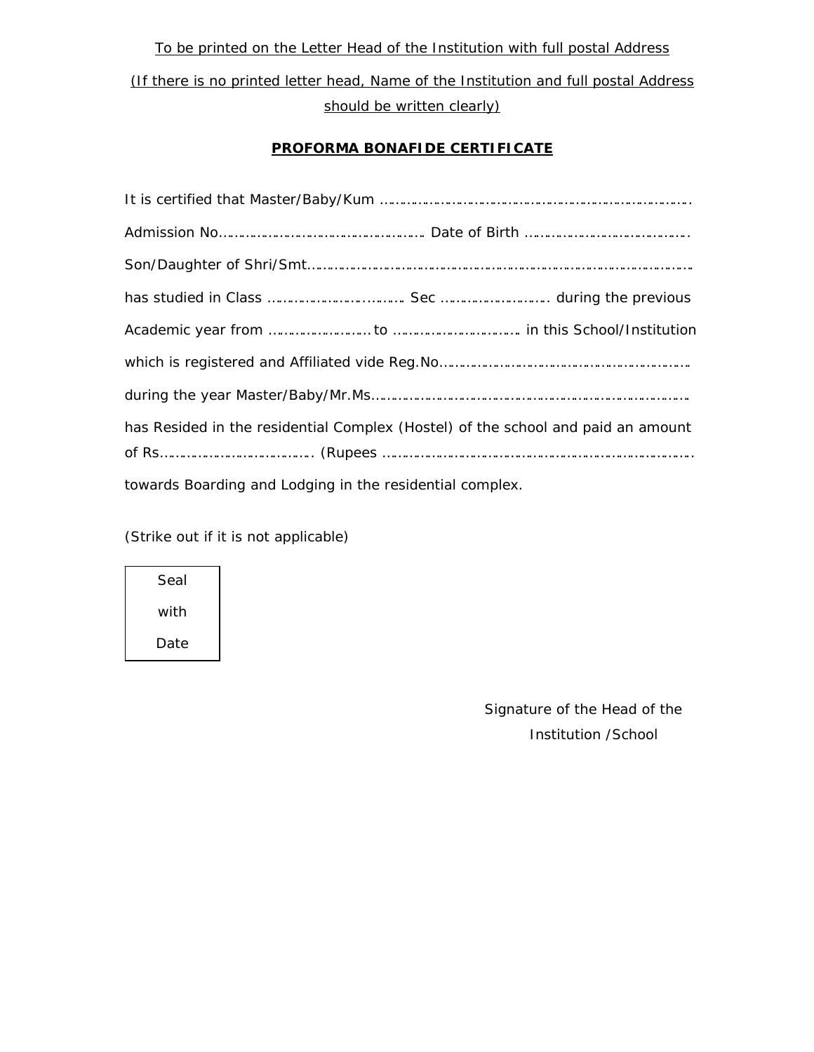<u>To be printed on the Letter Head of the Institution with full postal Address</u>

<u>(If there is no printed letter head, Name of the Institution and full postal Address should be written clearly)</u>

## PROFORMA BONAFIDE CERTIFICATE

It is certified that Master/Baby/Kum …………………………………………………………………………

Admission No……………………………………………… Date of Birth ……………………………………

Son/Daughter of Shri/Smt…………………………………………………………………………………………

has studied in Class ……………………………… Sec ………………………. during the previous

Academic year from ………………………to ……………………………. in this School/Institution

which is registered and Affiliated vide Reg.No………………………………………………………

during the year Master/Baby/Mr.Ms…………………………………………………………………………

has Resided in the residential Complex (Hostel) of the school and paid an amount of Rs………………………………. (Rupees ………………………………………………………………………

towards Boarding and Lodging in the residential complex.

(Strike out if it is not applicable)

| Seal with Date |
|---|

Signature of the Head of the Institution /School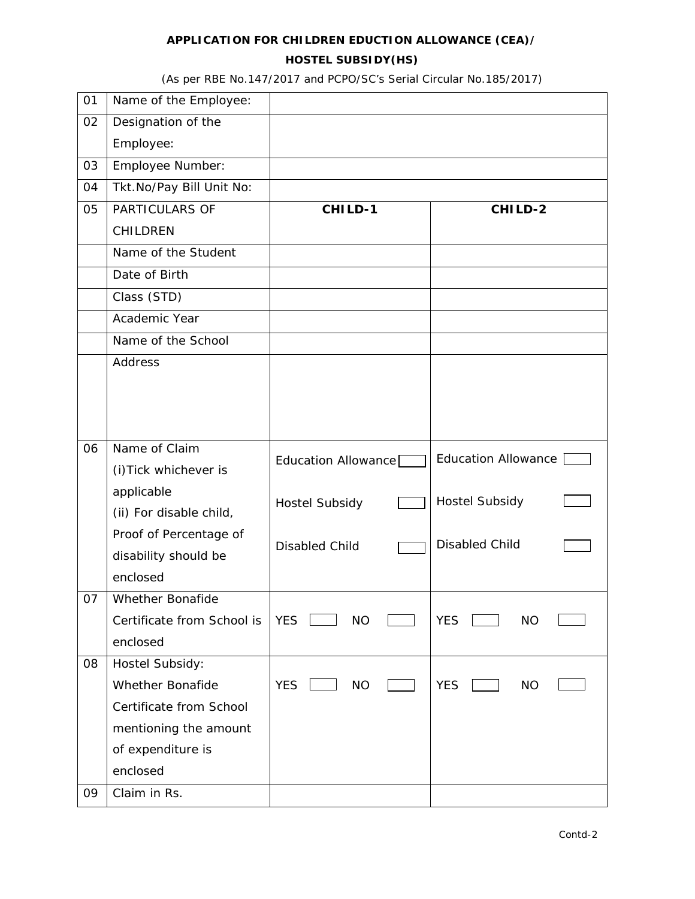**APPLICATION FOR CHILDREN EDUCTION ALLOWANCE (CEA)/**

**HOSTEL SUBSIDY(HS)**

*(As per RBE No.147/2017 and PCPO/SC's Serial Circular No.185/2017)*

| | | | |
|---|---|---|---|
| 01 | Name of the Employee: | | |
| 02 | Designation of the Employee: | | |
| 03 | Employee Number: | | |
| 04 | Tkt.No/Pay Bill Unit No: | | |
| 05 | PARTICULARS OF CHILDREN | **CHILD-1** | **CHILD-2** |
| | Name of the Student | | |
| | Date of Birth | | |
| | Class (STD) | | |
| | Academic Year | | |
| | Name of the School | | |
| | Address | | |
| 06 | Name of Claim (i)Tick whichever is applicable (ii) For disable child, Proof of Percentage of disability should be enclosed | Education Allowance ☐ Hostel Subsidy ☐ Disabled Child ☐ | Education Allowance ☐ Hostel Subsidy ☐ Disabled Child ☐ |
| 07 | Whether Bonafide Certificate from School is enclosed | YES ☐ NO ☐ | YES ☐ NO ☐ |
| 08 | Hostel Subsidy: Whether Bonafide Certificate from School mentioning the amount of expenditure is enclosed | YES ☐ NO ☐ | YES ☐ NO ☐ |
| 09 | Claim in Rs. | | |

Contd-2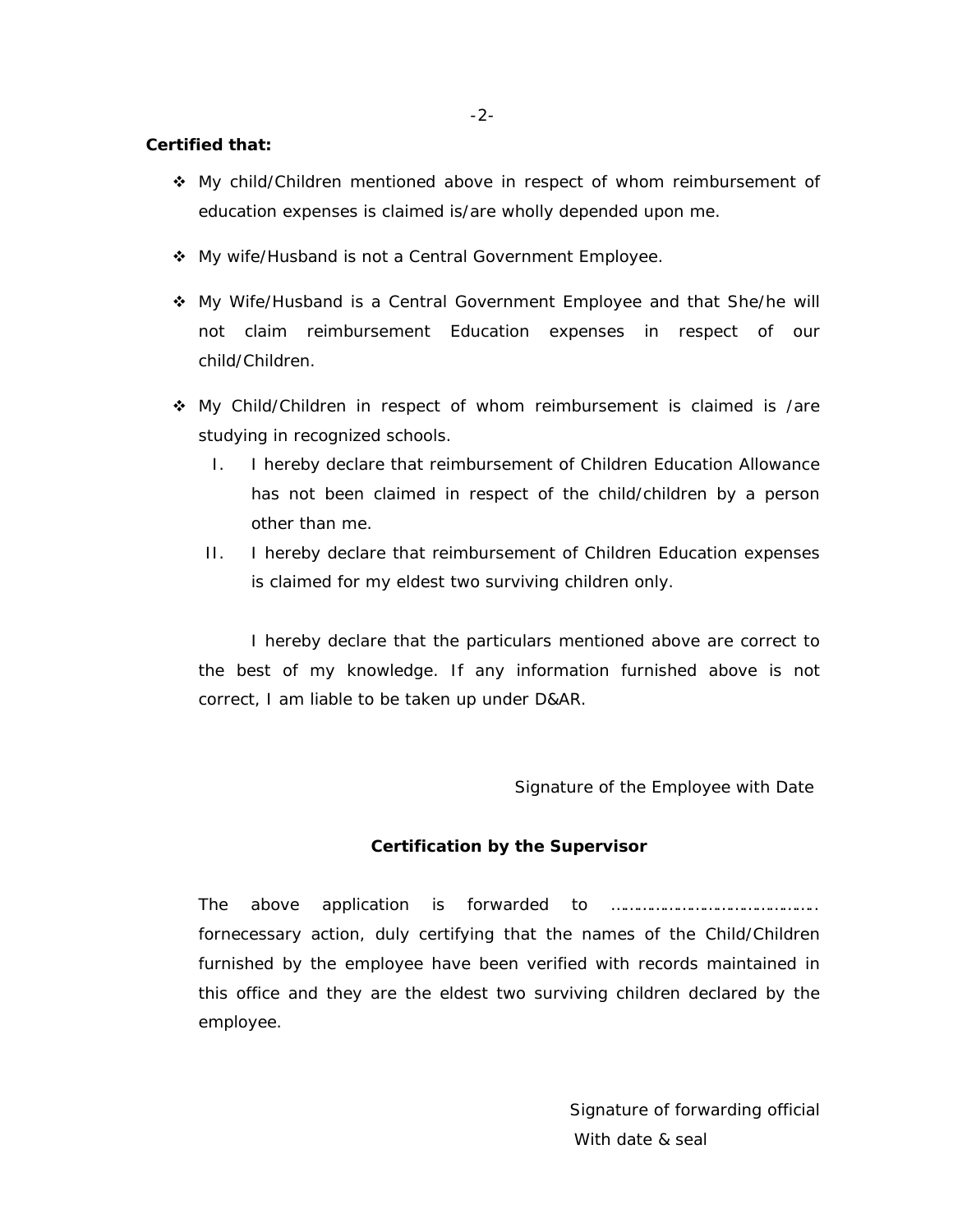**Certified that:**

- My child/Children mentioned above in respect of whom reimbursement of education expenses is claimed is/are wholly depended upon me.
- My wife/Husband is not a Central Government Employee.
- My Wife/Husband is a Central Government Employee and that She/he will not claim reimbursement Education expenses in respect of our child/Children.
- My Child/Children in respect of whom reimbursement is claimed is /are studying in recognized schools.
  - I. I hereby declare that reimbursement of Children Education Allowance has not been claimed in respect of the child/children by a person other than me.
  - II. I hereby declare that reimbursement of Children Education expenses is claimed for my eldest two surviving children only.

I hereby declare that the particulars mentioned above are correct to the best of my knowledge. If any information furnished above is not correct, I am liable to be taken up under D&AR.

Signature of the Employee with Date

**Certification by the Supervisor**

The above application is forwarded to …………………………………………. fornecessary action, duly certifying that the names of the Child/Children furnished by the employee have been verified with records maintained in this office and they are the eldest two surviving children declared by the employee.

Signature of forwarding official
With date & seal